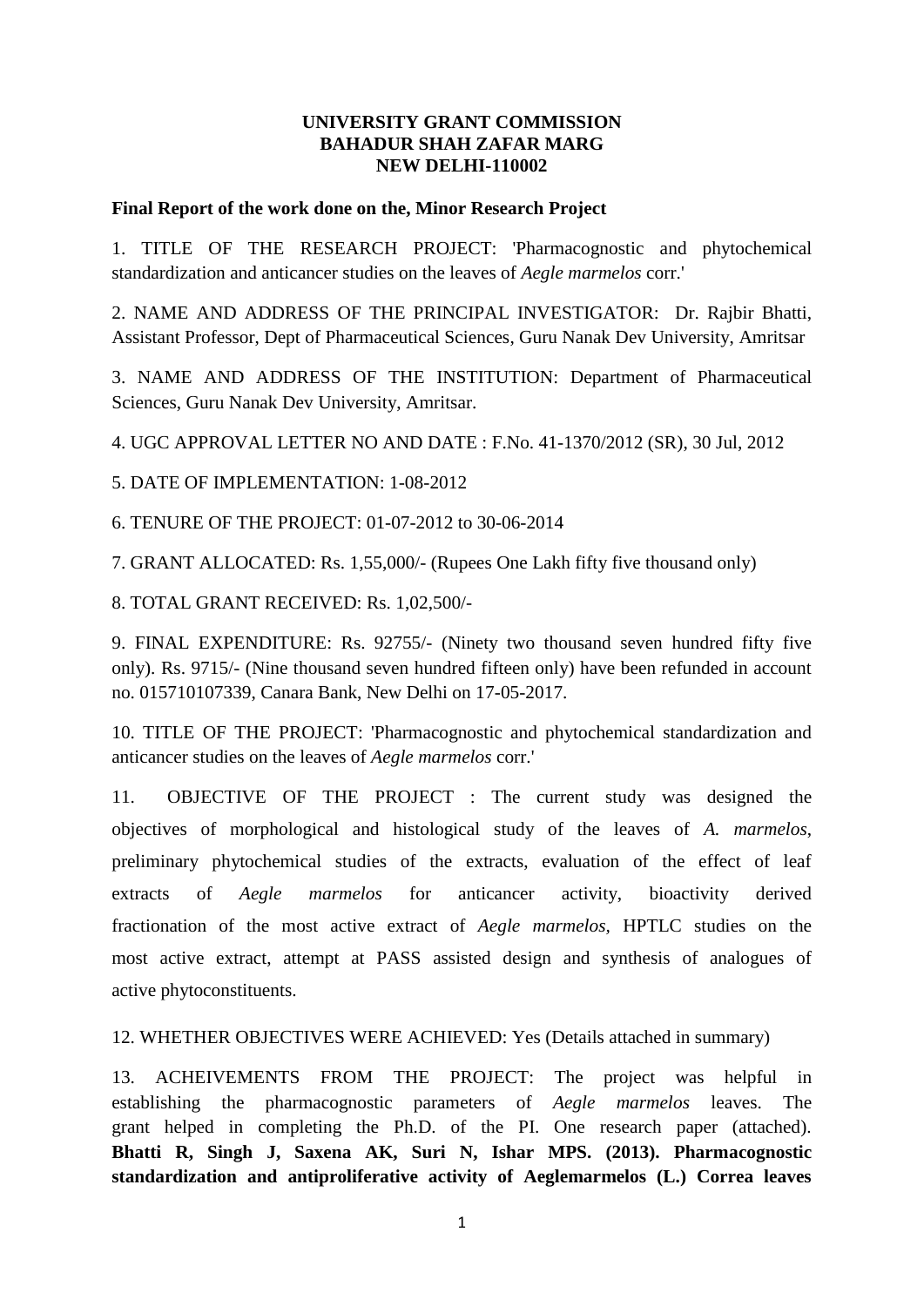**UNIVERSITY GRANT COMMISSION**
**BAHADUR SHAH ZAFAR MARG**
**NEW DELHI-110002**

**Final Report of the work done on the, Minor Research Project**

1. TITLE OF THE RESEARCH PROJECT: 'Pharmacognostic and phytochemical standardization and anticancer studies on the leaves of *Aegle marmelos* corr.'

2. NAME AND ADDRESS OF THE PRINCIPAL INVESTIGATOR: Dr. Rajbir Bhatti, Assistant Professor, Dept of Pharmaceutical Sciences, Guru Nanak Dev University, Amritsar

3. NAME AND ADDRESS OF THE INSTITUTION: Department of Pharmaceutical Sciences, Guru Nanak Dev University, Amritsar.

4. UGC APPROVAL LETTER NO AND DATE : F.No. 41-1370/2012 (SR), 30 Jul, 2012

5. DATE OF IMPLEMENTATION: 1-08-2012

6. TENURE OF THE PROJECT: 01-07-2012 to 30-06-2014

7. GRANT ALLOCATED: Rs. 1,55,000/- (Rupees One Lakh fifty five thousand only)

8. TOTAL GRANT RECEIVED: Rs. 1,02,500/-

9. FINAL EXPENDITURE: Rs. 92755/- (Ninety two thousand seven hundred fifty five only). Rs. 9715/- (Nine thousand seven hundred fifteen only) have been refunded in account no. 015710107339, Canara Bank, New Delhi on 17-05-2017.

10. TITLE OF THE PROJECT: 'Pharmacognostic and phytochemical standardization and anticancer studies on the leaves of *Aegle marmelos* corr.'

11. OBJECTIVE OF THE PROJECT : The current study was designed the objectives of morphological and histological study of the leaves of *A. marmelos*, preliminary phytochemical studies of the extracts, evaluation of the effect of leaf extracts of *Aegle marmelos* for anticancer activity, bioactivity derived fractionation of the most active extract of *Aegle marmelos*, HPTLC studies on the most active extract, attempt at PASS assisted design and synthesis of analogues of active phytoconstituents.

12. WHETHER OBJECTIVES WERE ACHIEVED: Yes (Details attached in summary)

13. ACHEIVEMENTS FROM THE PROJECT: The project was helpful in establishing the pharmacognostic parameters of *Aegle marmelos* leaves. The grant helped in completing the Ph.D. of the PI. One research paper (attached). **Bhatti R, Singh J, Saxena AK, Suri N, Ishar MPS. (2013). Pharmacognostic standardization and antiproliferative activity of Aeglemarmelos (L.) Correa leaves**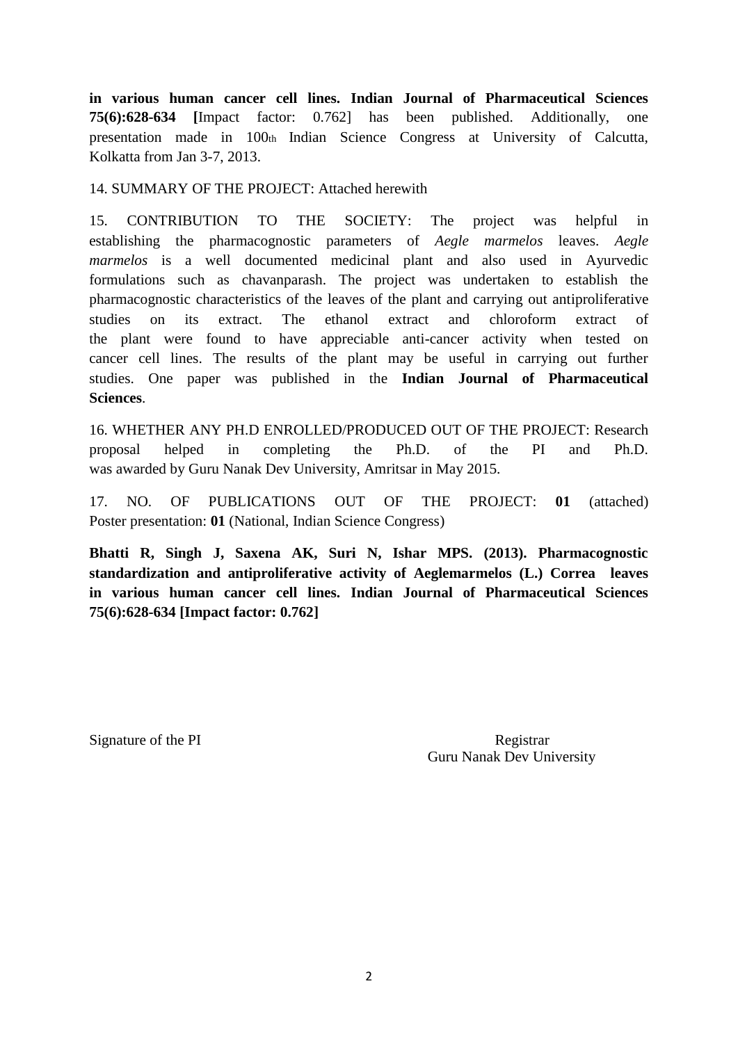**in various human cancer cell lines. Indian Journal of Pharmaceutical Sciences 75(6):628-634 [**Impact factor: 0.762] has been published. Additionally, one presentation made in 100th Indian Science Congress at University of Calcutta, Kolkatta from Jan 3-7, 2013.

14. SUMMARY OF THE PROJECT: Attached herewith

15. CONTRIBUTION TO THE SOCIETY: The project was helpful in establishing the pharmacognostic parameters of *Aegle marmelos* leaves. *Aegle marmelos* is a well documented medicinal plant and also used in Ayurvedic formulations such as chavanparash. The project was undertaken to establish the pharmacognostic characteristics of the leaves of the plant and carrying out antiproliferative studies on its extract. The ethanol extract and chloroform extract of the plant were found to have appreciable anti-cancer activity when tested on cancer cell lines. The results of the plant may be useful in carrying out further studies. One paper was published in the **Indian Journal of Pharmaceutical Sciences**.

16. WHETHER ANY PH.D ENROLLED/PRODUCED OUT OF THE PROJECT: Research proposal helped in completing the Ph.D. of the PI and Ph.D. was awarded by Guru Nanak Dev University, Amritsar in May 2015.

17. NO. OF PUBLICATIONS OUT OF THE PROJECT: **01** (attached)
Poster presentation: **01** (National, Indian Science Congress)

**Bhatti R, Singh J, Saxena AK, Suri N, Ishar MPS. (2013). Pharmacognostic standardization and antiproliferative activity of Aeglemarmelos (L.) Correa leaves in various human cancer cell lines. Indian Journal of Pharmaceutical Sciences 75(6):628-634 [Impact factor: 0.762]**

Signature of the PI

Registrar
Guru Nanak Dev University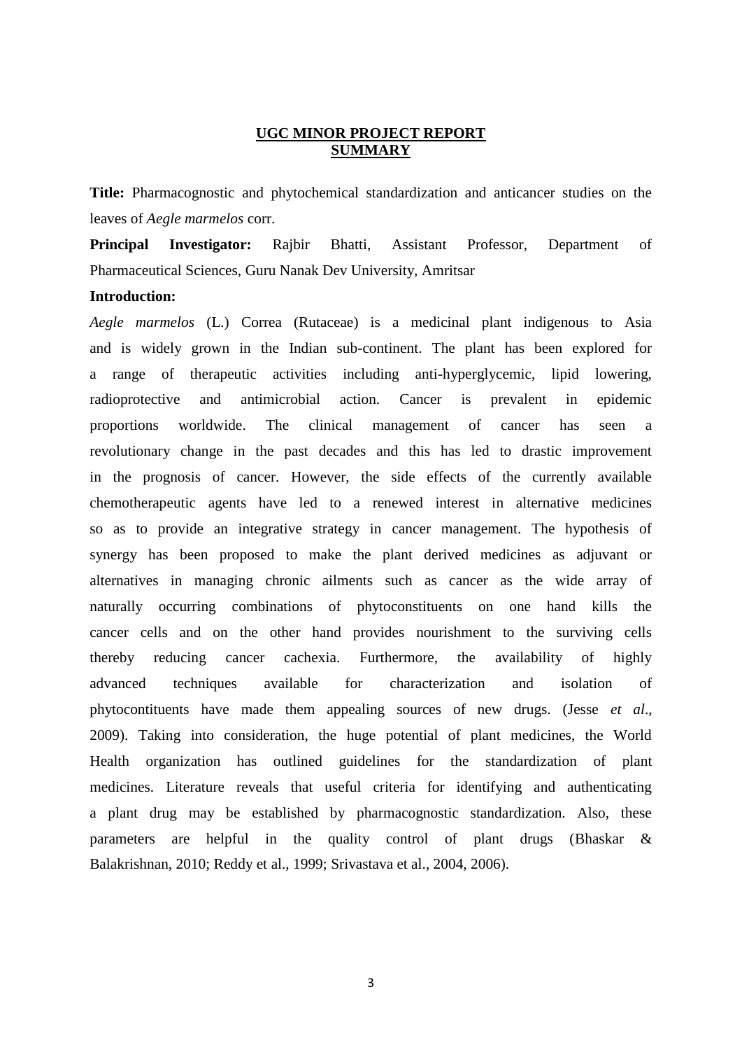# UGC MINOR PROJECT REPORT
# SUMMARY

**Title:** Pharmacognostic and phytochemical standardization and anticancer studies on the leaves of *Aegle marmelos* corr.

**Principal Investigator:** Rajbir Bhatti, Assistant Professor, Department of Pharmaceutical Sciences, Guru Nanak Dev University, Amritsar

**Introduction:**

*Aegle marmelos* (L.) Correa (Rutaceae) is a medicinal plant indigenous to Asia and is widely grown in the Indian sub-continent. The plant has been explored for a range of therapeutic activities including anti-hyperglycemic, lipid lowering, radioprotective and antimicrobial action. Cancer is prevalent in epidemic proportions worldwide. The clinical management of cancer has seen a revolutionary change in the past decades and this has led to drastic improvement in the prognosis of cancer. However, the side effects of the currently available chemotherapeutic agents have led to a renewed interest in alternative medicines so as to provide an integrative strategy in cancer management. The hypothesis of synergy has been proposed to make the plant derived medicines as adjuvant or alternatives in managing chronic ailments such as cancer as the wide array of naturally occurring combinations of phytoconstituents on one hand kills the cancer cells and on the other hand provides nourishment to the surviving cells thereby reducing cancer cachexia. Furthermore, the availability of highly advanced techniques available for characterization and isolation of phytocontituents have made them appealing sources of new drugs. (Jesse *et al*., 2009). Taking into consideration, the huge potential of plant medicines, the World Health organization has outlined guidelines for the standardization of plant medicines. Literature reveals that useful criteria for identifying and authenticating a plant drug may be established by pharmacognostic standardization. Also, these parameters are helpful in the quality control of plant drugs (Bhaskar & Balakrishnan, 2010; Reddy et al., 1999; Srivastava et al., 2004, 2006).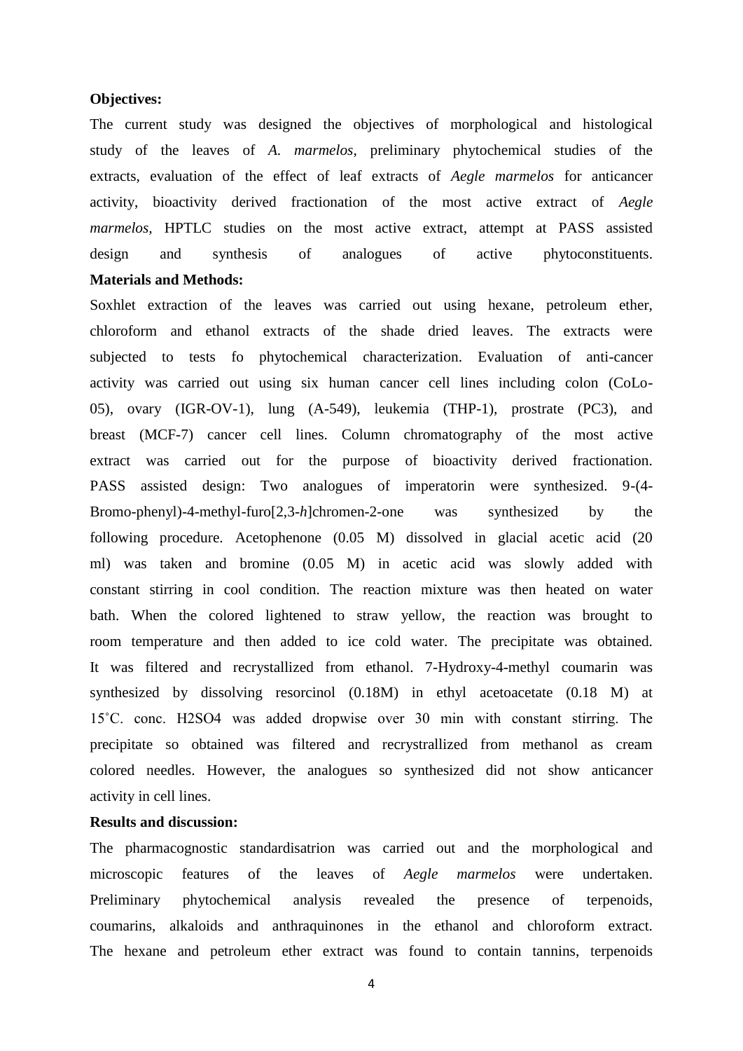**Objectives:**

The current study was designed the objectives of morphological and histological study of the leaves of *A. marmelos*, preliminary phytochemical studies of the extracts, evaluation of the effect of leaf extracts of *Aegle marmelos* for anticancer activity, bioactivity derived fractionation of the most active extract of *Aegle marmelos*, HPTLC studies on the most active extract, attempt at PASS assisted design and synthesis of analogues of active phytoconstituents.

**Materials and Methods:**

Soxhlet extraction of the leaves was carried out using hexane, petroleum ether, chloroform and ethanol extracts of the shade dried leaves. The extracts were subjected to tests fo phytochemical characterization. Evaluation of anti-cancer activity was carried out using six human cancer cell lines including colon (CoLo-05), ovary (IGR-OV-1), lung (A-549), leukemia (THP-1), prostrate (PC3), and breast (MCF-7) cancer cell lines. Column chromatography of the most active extract was carried out for the purpose of bioactivity derived fractionation. PASS assisted design: Two analogues of imperatorin were synthesized. 9-(4-Bromo-phenyl)-4-methyl-furo[2,3-*h*]chromen-2-one was synthesized by the following procedure. Acetophenone (0.05 M) dissolved in glacial acetic acid (20 ml) was taken and bromine (0.05 M) in acetic acid was slowly added with constant stirring in cool condition. The reaction mixture was then heated on water bath. When the colored lightened to straw yellow, the reaction was brought to room temperature and then added to ice cold water. The precipitate was obtained. It was filtered and recrystallized from ethanol. 7-Hydroxy-4-methyl coumarin was synthesized by dissolving resorcinol (0.18M) in ethyl acetoacetate (0.18 M) at 15˚C. conc. $H_2SO_4$ was added dropwise over 30 min with constant stirring. The precipitate so obtained was filtered and recrystrallized from methanol as cream colored needles. However, the analogues so synthesized did not show anticancer activity in cell lines.

**Results and discussion:**

The pharmacognostic standardisatrion was carried out and the morphological and microscopic features of the leaves of *Aegle marmelos* were undertaken. Preliminary phytochemical analysis revealed the presence of terpenoids, coumarins, alkaloids and anthraquinones in the ethanol and chloroform extract. The hexane and petroleum ether extract was found to contain tannins, terpenoids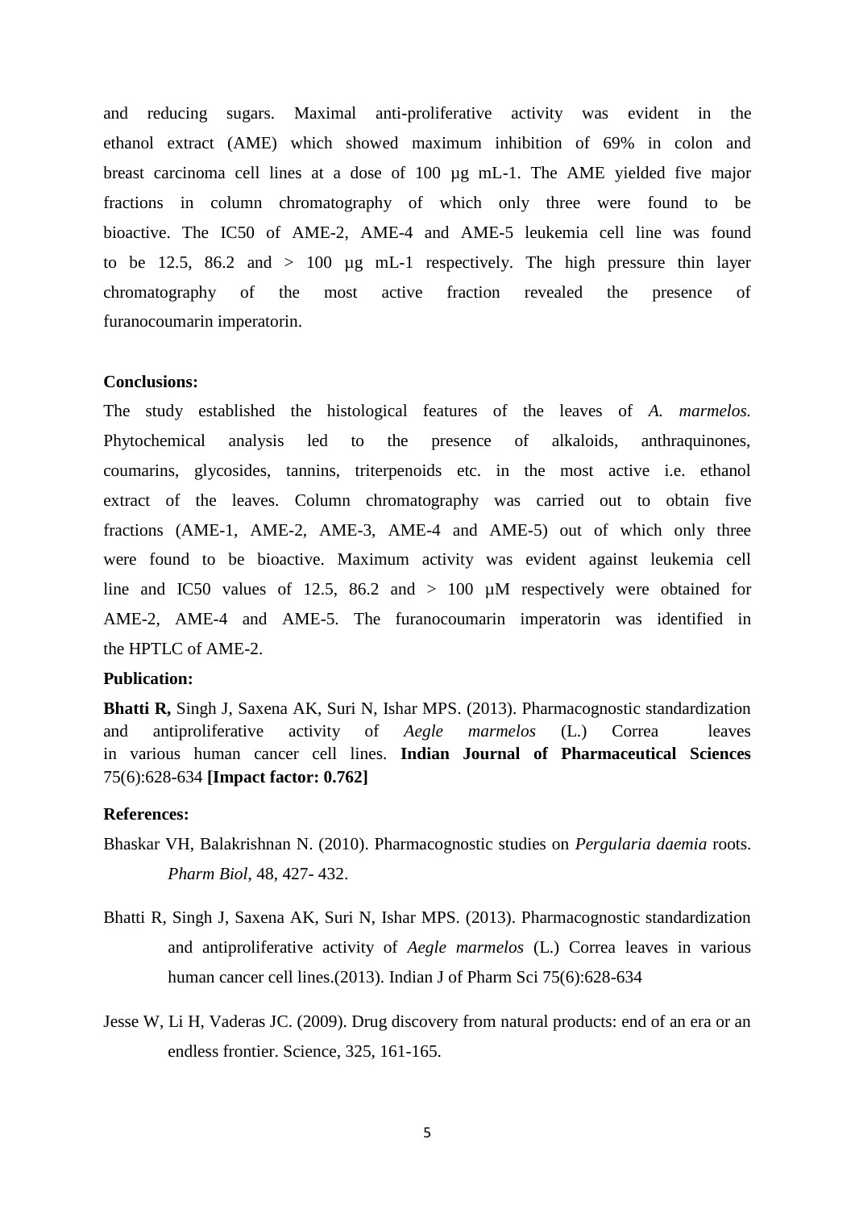and reducing sugars. Maximal anti-proliferative activity was evident in the ethanol extract (AME) which showed maximum inhibition of 69% in colon and breast carcinoma cell lines at a dose of 100 µg mL-1. The AME yielded five major fractions in column chromatography of which only three were found to be bioactive. The IC50 of AME-2, AME-4 and AME-5 leukemia cell line was found to be 12.5, 86.2 and > 100 µg mL-1 respectively. The high pressure thin layer chromatography of the most active fraction revealed the presence of furanocoumarin imperatorin.

**Conclusions:**

The study established the histological features of the leaves of *A. marmelos.* Phytochemical analysis led to the presence of alkaloids, anthraquinones, coumarins, glycosides, tannins, triterpenoids etc. in the most active i.e. ethanol extract of the leaves. Column chromatography was carried out to obtain five fractions (AME-1, AME-2, AME-3, AME-4 and AME-5) out of which only three were found to be bioactive. Maximum activity was evident against leukemia cell line and IC50 values of 12.5, 86.2 and > 100 µM respectively were obtained for AME-2, AME-4 and AME-5. The furanocoumarin imperatorin was identified in the HPTLC of AME-2.

**Publication:**

**Bhatti R,** Singh J, Saxena AK, Suri N, Ishar MPS. (2013). Pharmacognostic standardization and antiproliferative activity of *Aegle marmelos* (L.) Correa leaves in various human cancer cell lines. **Indian Journal of Pharmaceutical Sciences** 75(6):628-634 **[Impact factor: 0.762]**

**References:**

Bhaskar VH, Balakrishnan N. (2010). Pharmacognostic studies on *Pergularia daemia* roots. *Pharm Biol*, 48, 427- 432.

Bhatti R, Singh J, Saxena AK, Suri N, Ishar MPS. (2013). Pharmacognostic standardization and antiproliferative activity of *Aegle marmelos* (L.) Correa leaves in various human cancer cell lines.(2013). Indian J of Pharm Sci 75(6):628-634

Jesse W, Li H, Vaderas JC. (2009). Drug discovery from natural products: end of an era or an endless frontier. Science, 325, 161-165.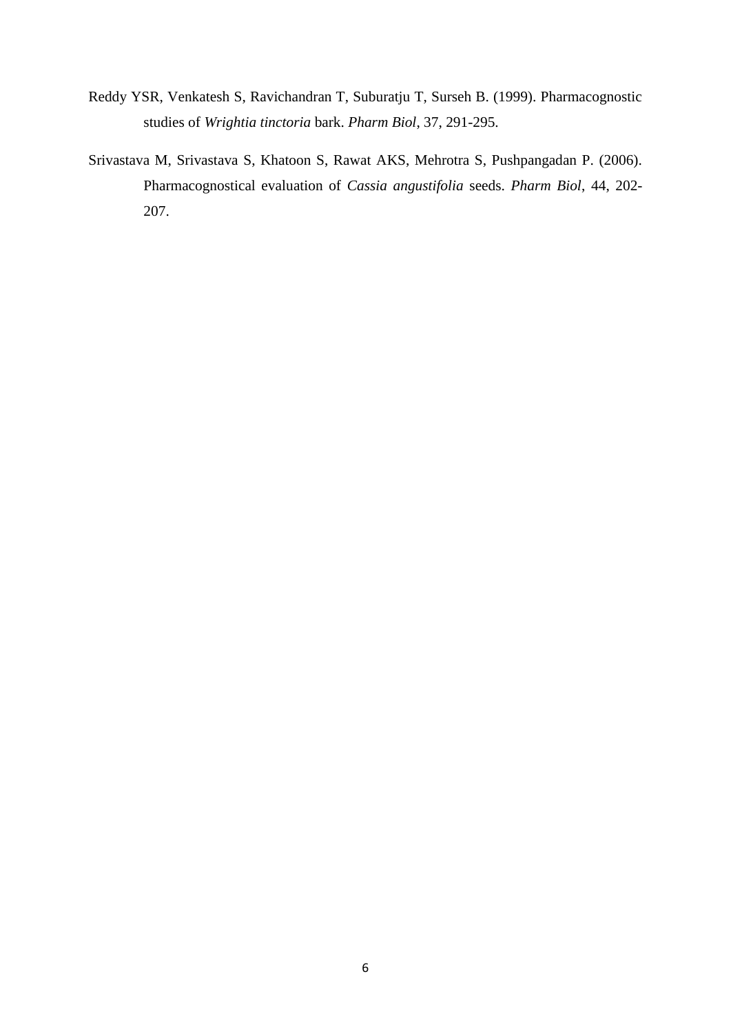Reddy YSR, Venkatesh S, Ravichandran T, Suburatju T, Surseh B. (1999). Pharmacognostic studies of *Wrightia tinctoria* bark. *Pharm Biol*, 37, 291-295.

Srivastava M, Srivastava S, Khatoon S, Rawat AKS, Mehrotra S, Pushpangadan P. (2006). Pharmacognostical evaluation of *Cassia angustifolia* seeds. *Pharm Biol*, 44, 202-207.